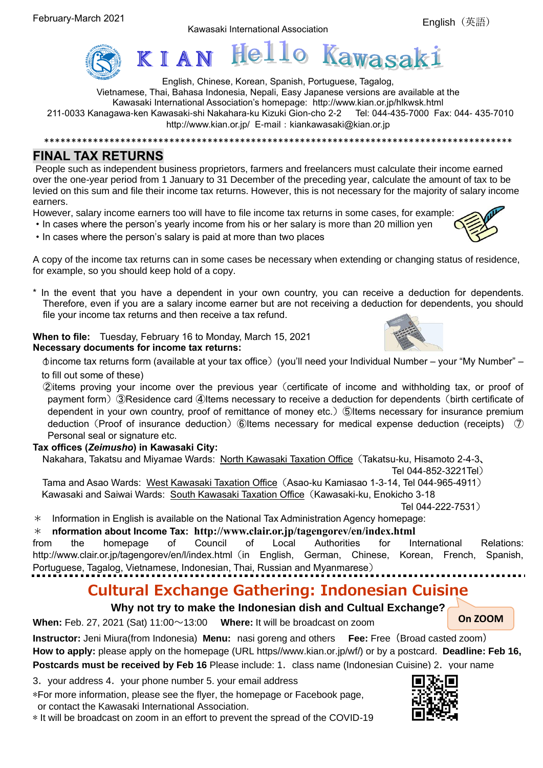February-March 2021

Kawasaki International Association

English（英語）

# KIAN Hello Kawasaki

English, Chinese, Korean, Spanish, Portuguese, Tagalog, Vietnamese, Thai, Bahasa Indonesia, Nepali, Easy Japanese versions are available at the Kawasaki International Association's homepage: http://www.kian.or.jp/hlkwsk.html
211-0033 Kanagawa-ken Kawasaki-shi Nakahara-ku Kizuki Gion-cho 2-2　Tel: 044-435-7000 Fax: 044- 435-7010
http://www.kian.or.jp/ E-mail：kiankawasaki@kian.or.jp

*************************************************************************************

## FINAL TAX RETURNS

People such as independent business proprietors, farmers and freelancers must calculate their income earned over the one-year period from 1 January to 31 December of the preceding year, calculate the amount of tax to be levied on this sum and file their income tax returns. However, this is not necessary for the majority of salary income earners.

However, salary income earners too will have to file income tax returns in some cases, for example:

- In cases where the person's yearly income from his or her salary is more than 20 million yen
- In cases where the person's salary is paid at more than two places

A copy of the income tax returns can in some cases be necessary when extending or changing status of residence, for example, so you should keep hold of a copy.

* In the event that you have a dependent in your own country, you can receive a deduction for dependents. Therefore, even if you are a salary income earner but are not receiving a deduction for dependents, you should file your income tax returns and then receive a tax refund.

**When to file:** Tuesday, February 16 to Monday, March 15, 2021
**Necessary documents for income tax returns:**

①income tax returns form (available at your tax office)（you'll need your Individual Number – your "My Number" – to fill out some of these)
②items proving your income over the previous year（certificate of income and withholding tax, or proof of payment form）③Residence card ④Items necessary to receive a deduction for dependents（birth certificate of dependent in your own country, proof of remittance of money etc.）⑤Items necessary for insurance premium deduction（Proof of insurance deduction）⑥Items necessary for medical expense deduction (receipts) ⑦Personal seal or signature etc.

**Tax offices (*Zeimusho*) in Kawasaki City:**

Nakahara, Takatsu and Miyamae Wards: North Kawasaki Taxation Office（Takatsu-ku, Hisamoto 2-4-3、Tel 044-852-3221Tel）
Tama and Asao Wards: West Kawasaki Taxation Office（Asao-ku Kamiasao 1-3-14, Tel 044-965-4911）
Kawasaki and Saiwai Wards: South Kawasaki Taxation Office（Kawasaki-ku, Enokicho 3-18 Tel 044-222-7531）

＊ Information in English is available on the National Tax Administration Agency homepage:
＊ **nformation about Income Tax: http://www.clair.or.jp/tagengorev/en/index.html**
from the homepage of Council of Local Authorities for International Relations: http://www.clair.or.jp/tagengorev/en/l/index.html（in English, German, Chinese, Korean, French, Spanish, Portuguese, Tagalog, Vietnamese, Indonesian, Thai, Russian and Myanmarese）

## Cultural Exchange Gathering: Indonesian Cuisine

**Why not try to make the Indonesian dish and Cultual Exchange?**

On ZOOM

**When:** Feb. 27, 2021 (Sat) 11:00～13:00　**Where:** It will be broadcast on zoom
**Instructor:** Jeni Miura(from Indonesia) **Menu:** nasi goreng and others　**Fee:** Free（Broad casted zoom）
**How to apply:** please apply on the homepage (URL https//www.kian.or.jp/wf/) or by a postcard. **Deadline: Feb 16, Postcards must be received by Feb 16** Please include: 1．class name (Indonesian Cuisine) 2．your name 3．your address 4．your phone number 5. your email address

＊For more information, please see the flyer, the homepage or Facebook page, or contact the Kawasaki International Association.
＊It will be broadcast on zoom in an effort to prevent the spread of the COVID-19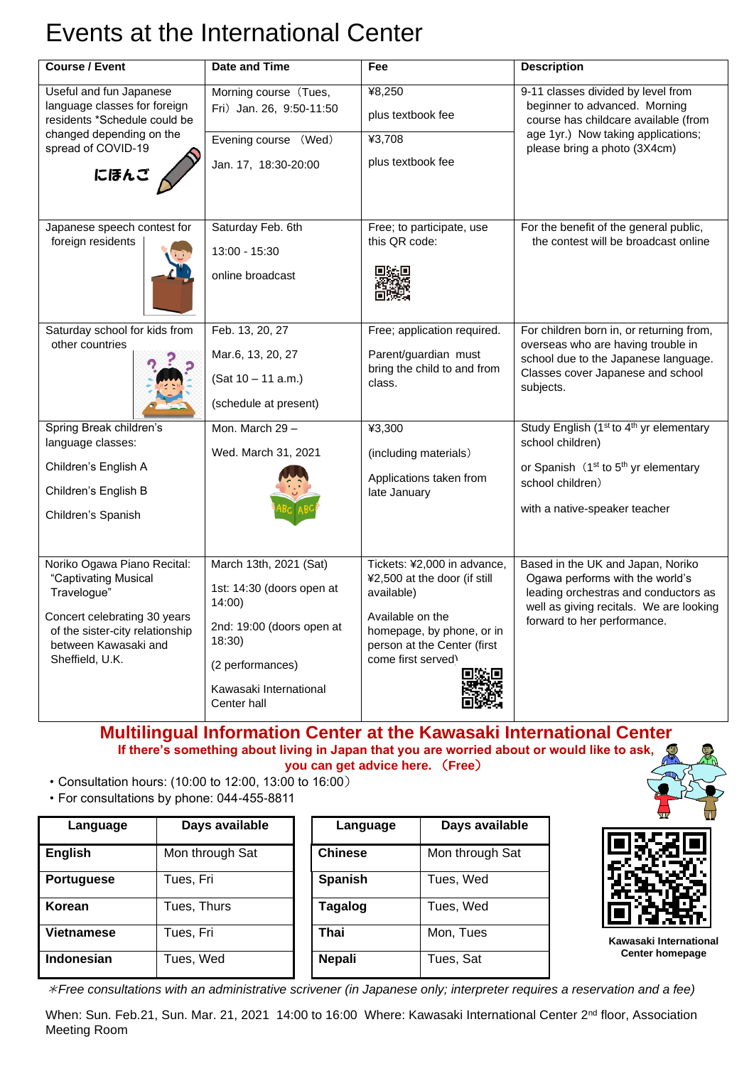# Events at the International Center

| Course / Event | Date and Time | Fee | Description |
|---|---|---|---|
| Useful and fun Japanese language classes for foreign residents *Schedule could be changed depending on the spread of COVID-19 にほんご | Morning course（Tues, Fri）Jan. 26, 9:50-11:50<br>Evening course （Wed） Jan. 17, 18:30-20:00 | ¥8,250 plus textbook fee<br>¥3,708 plus textbook fee | 9-11 classes divided by level from beginner to advanced. Morning course has childcare available (from age 1yr.) Now taking applications; please bring a photo (3X4cm) |
| Japanese speech contest for foreign residents | Saturday Feb. 6th<br>13:00 - 15:30<br>online broadcast | Free; to participate, use this QR code: | For the benefit of the general public, the contest will be broadcast online |
| Saturday school for kids from other countries | Feb. 13, 20, 27<br>Mar.6, 13, 20, 27<br>(Sat 10 – 11 a.m.)<br>(schedule at present) | Free; application required.<br>Parent/guardian must bring the child to and from class. | For children born in, or returning from, overseas who are having trouble in school due to the Japanese language. Classes cover Japanese and school subjects. |
| Spring Break children's language classes:<br>Children's English A<br>Children's English B<br>Children's Spanish | Mon. March 29 –<br>Wed. March 31, 2021 | ¥3,300<br>(including materials)<br>Applications taken from late January | Study English (1st to 4th yr elementary school children)<br>or Spanish（1st to 5th yr elementary school children）<br>with a native-speaker teacher |
| Noriko Ogawa Piano Recital: "Captivating Musical Travelogue"<br>Concert celebrating 30 years of the sister-city relationship between Kawasaki and Sheffield, U.K. | March 13th, 2021 (Sat)<br>1st: 14:30 (doors open at 14:00)<br>2nd: 19:00 (doors open at 18:30)<br>(2 performances)<br>Kawasaki International Center hall | Tickets: ¥2,000 in advance, ¥2,500 at the door (if still available)<br>Available on the homepage, by phone, or in person at the Center (first come first served) | Based in the UK and Japan, Noriko Ogawa performs with the world's leading orchestras and conductors as well as giving recitals. We are looking forward to her performance. |

## Multilingual Information Center at the Kawasaki International Center

**If there's something about living in Japan that you are worried about or would like to ask, you can get advice here. （Free）**

- Consultation hours: (10:00 to 12:00, 13:00 to 16:00）
- For consultations by phone: 044-455-8811

| Language | Days available |
|---|---|
| **English** | Mon through Sat |
| **Portuguese** | Tues, Fri |
| **Korean** | Tues, Thurs |
| **Vietnamese** | Tues, Fri |
| **Indonesian** | Tues, Wed |

| Language | Days available |
|---|---|
| **Chinese** | Mon through Sat |
| **Spanish** | Tues, Wed |
| **Tagalog** | Tues, Wed |
| **Thai** | Mon, Tues |
| **Nepali** | Tues, Sat |

**Kawasaki International Center homepage**

*＊Free consultations with an administrative scrivener (in Japanese only; interpreter requires a reservation and a fee)*

When: Sun. Feb.21, Sun. Mar. 21, 2021 14:00 to 16:00 Where: Kawasaki International Center 2nd floor, Association Meeting Room